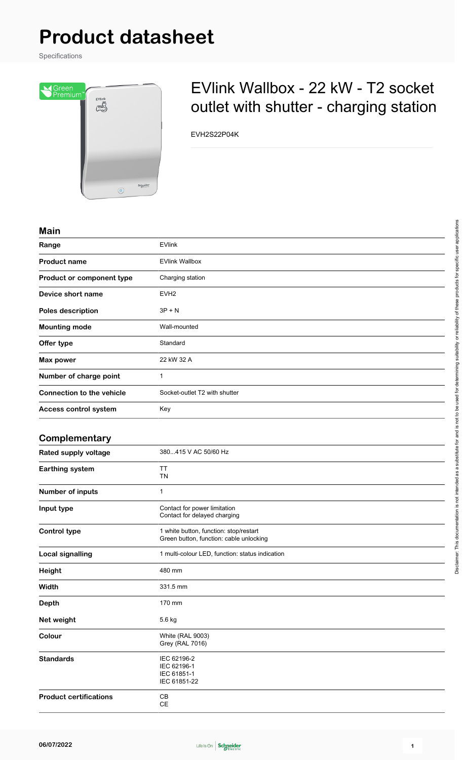# Product datasheet

Specifications

## EVlink Wallbox - 22 kW - T2 socket outlet with shutter - charging station

EVH2S22P04K

### Main

| | |
|---|---|
| **Range** | EVlink |
| **Product name** | EVlink Wallbox |
| **Product or component type** | Charging station |
| **Device short name** | EVH2 |
| **Poles description** | 3P + N |
| **Mounting mode** | Wall-mounted |
| **Offer type** | Standard |
| **Max power** | 22 kW 32 A |
| **Number of charge point** | 1 |
| **Connection to the vehicle** | Socket-outlet T2 with shutter |
| **Access control system** | Key |

### Complementary

| | |
|---|---|
| **Rated supply voltage** | 380...415 V AC 50/60 Hz |
| **Earthing system** | TT<br>TN |
| **Number of inputs** | 1 |
| **Input type** | Contact for power limitation<br>Contact for delayed charging |
| **Control type** | 1 white button, function: stop/restart<br>Green button, function: cable unlocking |
| **Local signalling** | 1 multi-colour LED, function: status indication |
| **Height** | 480 mm |
| **Width** | 331.5 mm |
| **Depth** | 170 mm |
| **Net weight** | 5.6 kg |
| **Colour** | White (RAL 9003)<br>Grey (RAL 7016) |
| **Standards** | IEC 62196-2<br>IEC 62196-1<br>IEC 61851-1<br>IEC 61851-22 |
| **Product certifications** | CB<br>CE |

Disclaimer: This documentation is not intended as a substitute for and is not to be used for determining suitability or reliability of these products for specific user applications

06/07/2022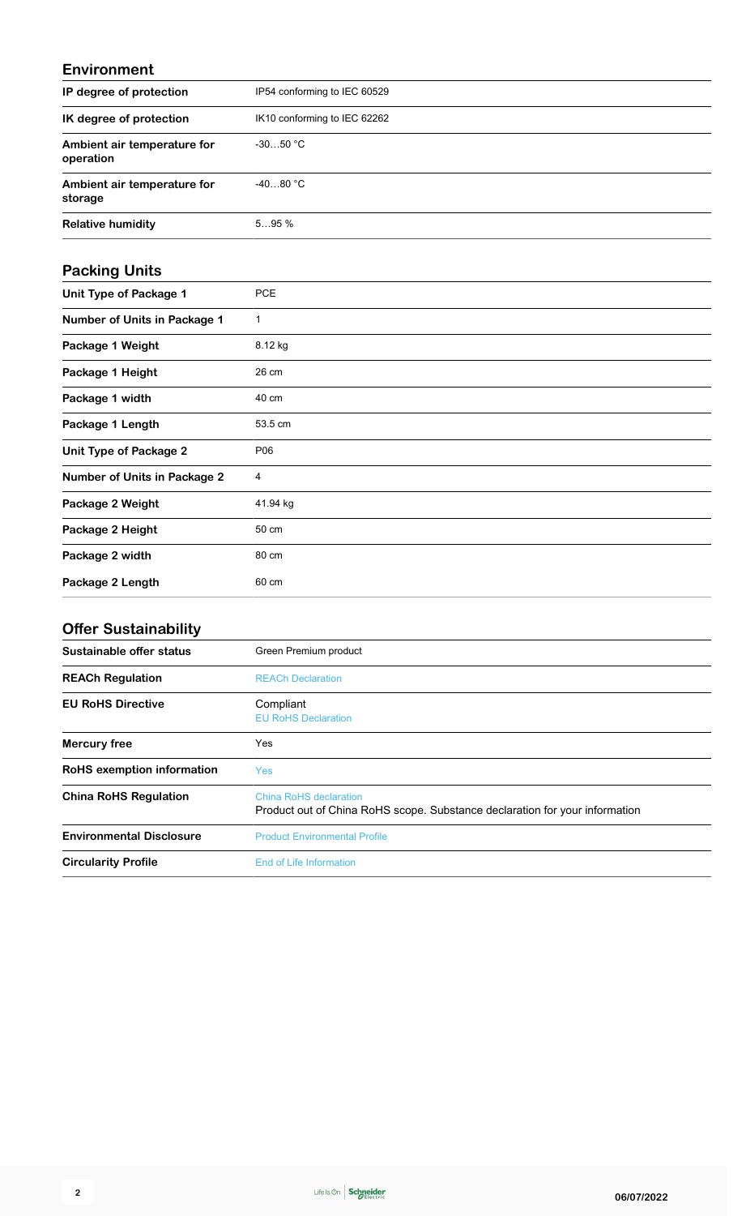## Environment

| | |
|---|---|
| IP degree of protection | IP54 conforming to IEC 60529 |
| IK degree of protection | IK10 conforming to IEC 62262 |
| Ambient air temperature for operation | -30…50 °C |
| Ambient air temperature for storage | -40…80 °C |
| Relative humidity | 5…95 % |

## Packing Units

| | |
|---|---|
| Unit Type of Package 1 | PCE |
| Number of Units in Package 1 | 1 |
| Package 1 Weight | 8.12 kg |
| Package 1 Height | 26 cm |
| Package 1 width | 40 cm |
| Package 1 Length | 53.5 cm |
| Unit Type of Package 2 | P06 |
| Number of Units in Package 2 | 4 |
| Package 2 Weight | 41.94 kg |
| Package 2 Height | 50 cm |
| Package 2 width | 80 cm |
| Package 2 Length | 60 cm |

## Offer Sustainability

| | |
|---|---|
| Sustainable offer status | Green Premium product |
| REACh Regulation | REACh Declaration |
| EU RoHS Directive | Compliant<br>EU RoHS Declaration |
| Mercury free | Yes |
| RoHS exemption information | Yes |
| China RoHS Regulation | China RoHS declaration<br>Product out of China RoHS scope. Substance declaration for your information |
| Environmental Disclosure | Product Environmental Profile |
| Circularity Profile | End of Life Information |

06/07/2022